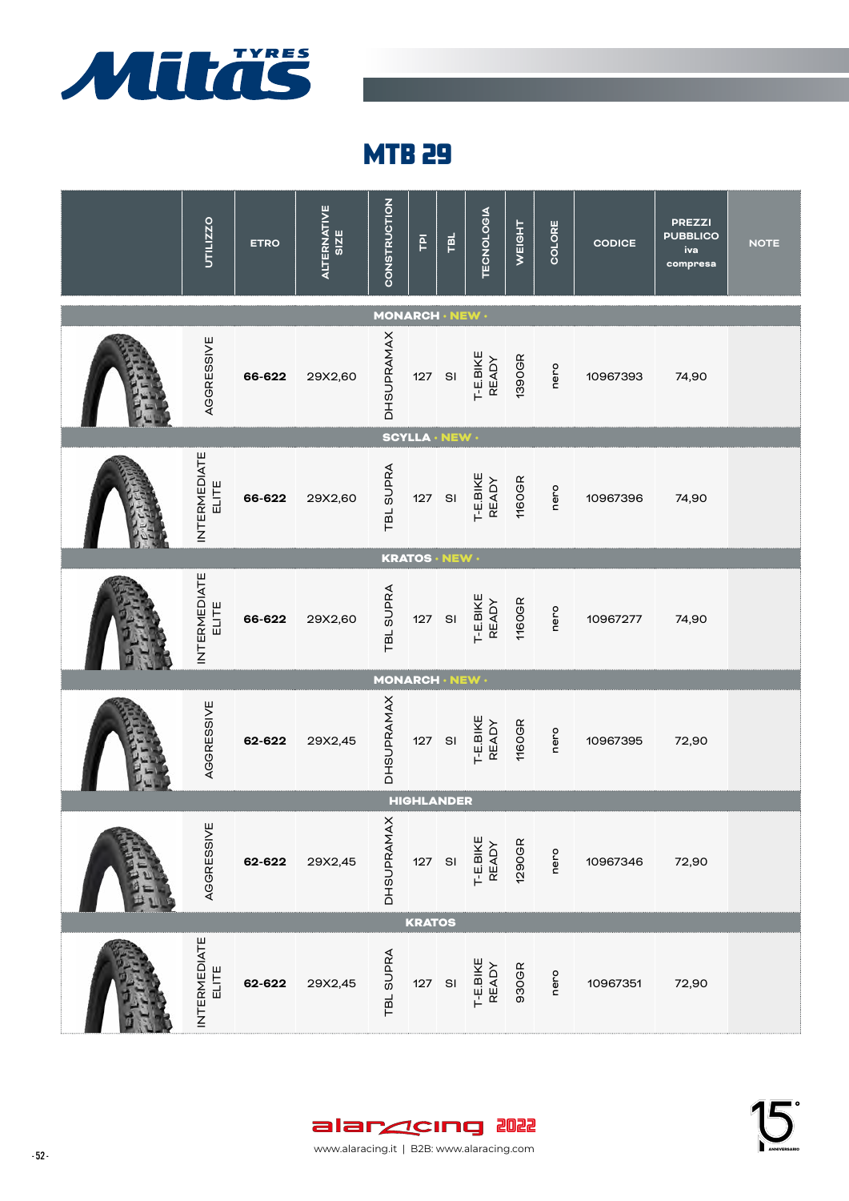# MTB 29

| | UTILIZZO | ETRO | ALTERNATIVE SIZE | CONSTRUCTION | TPI | TBL | TECNOLOGIA | WEIGHT | COLORE | CODICE | PREZZI PUBBLICO iva compresa | NOTE |
|---|---|---|---|---|---|---|---|---|---|---|---|---|
| **MONARCH · NEW ·** | | | | | | | | | | | | |
| | AGGRESSIVE | 66-622 | 29X2,60 | DHSUPRAMAX | 127 | SI | T-E.BIKE READY | 1390GR | nero | 10967393 | 74,90 | |
| **SCYLLA · NEW ·** | | | | | | | | | | | | |
| | INTERMEDIATE ELITE | 66-622 | 29X2,60 | TBL SUPRA | 127 | SI | T-E.BIKE READY | 1160GR | nero | 10967396 | 74,90 | |
| **KRATOS · NEW ·** | | | | | | | | | | | | |
| | INTERMEDIATE ELITE | 66-622 | 29X2,60 | TBL SUPRA | 127 | SI | T-E.BIKE READY | 1160GR | nero | 10967277 | 74,90 | |
| **MONARCH · NEW ·** | | | | | | | | | | | | |
| | AGGRESSIVE | 62-622 | 29X2,45 | DHSUPRAMAX | 127 | SI | T-E.BIKE READY | 1160GR | nero | 10967395 | 72,90 | |
| **HIGHLANDER** | | | | | | | | | | | | |
| | AGGRESSIVE | 62-622 | 29X2,45 | DHSUPRAMAX | 127 | SI | T-E.BIKE READY | 1290GR | nero | 10967346 | 72,90 | |
| **KRATOS** | | | | | | | | | | | | |
| | INTERMEDIATE ELITE | 62-622 | 29X2,45 | TBL SUPRA | 127 | SI | T-E.BIKE READY | 930GR | nero | 10967351 | 72,90 | |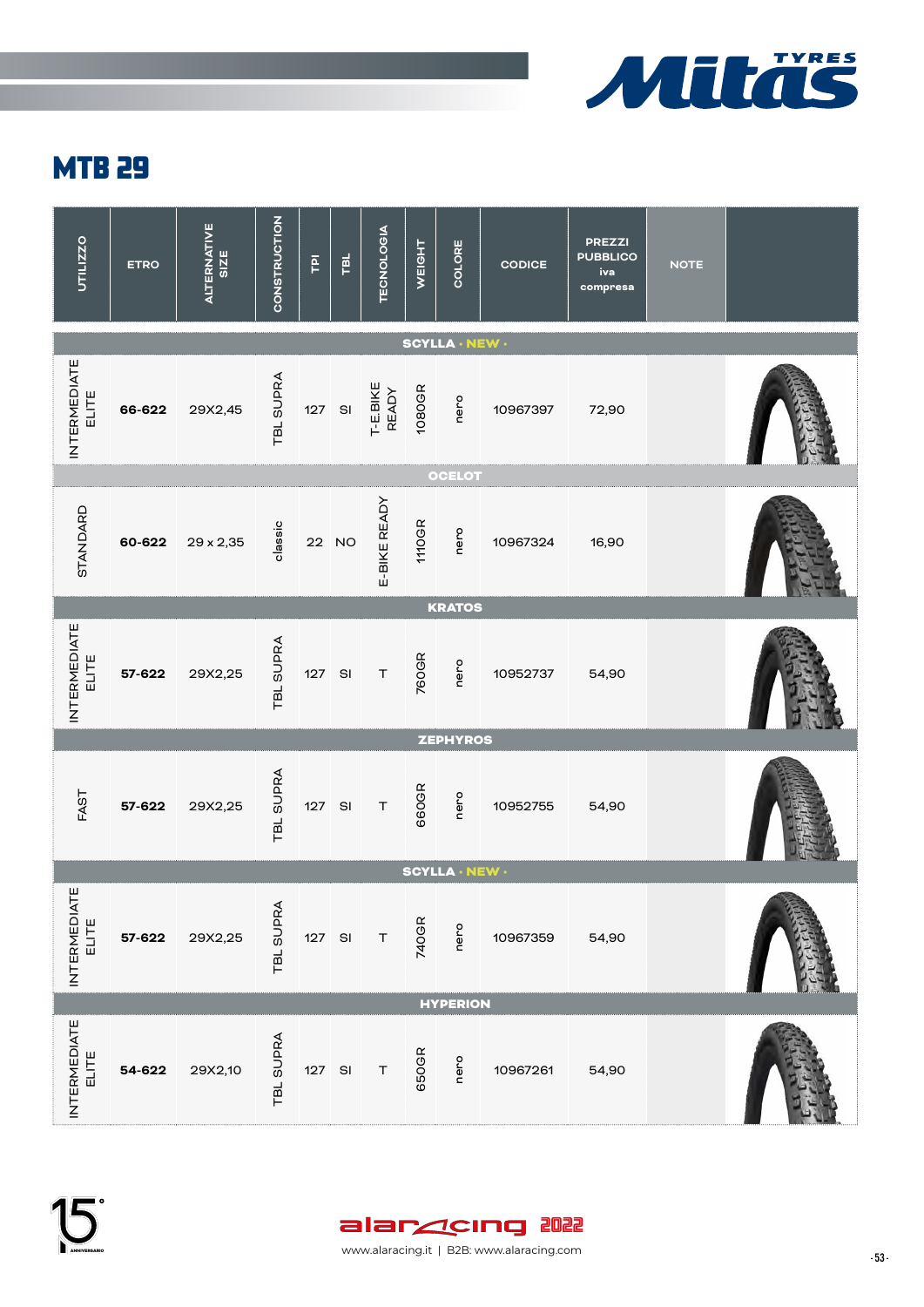Mitas TYRES

# MTB 29

| UTILIZZO | ETRO | ALTERNATIVE SIZE | CONSTRUCTION | TPI | TBL | TECNOLOGIA | WEIGHT | COLORE | CODICE | PREZZI PUBBLICO iva compresa | NOTE |
|---|---|---|---|---|---|---|---|---|---|---|---|
| **SCYLLA · NEW ·** | | | | | | | | | | | |
| INTERMEDIATE ELITE | **66-622** | 29X2,45 | TBL SUPRA | 127 | SI | T-E.BIKE READY | 1080GR | nero | 10967397 | 72,90 | |
| **OCELOT** | | | | | | | | | | | |
| STANDARD | **60-622** | 29 x 2,35 | classic | 22 | NO | E-BIKE READY | 1110GR | nero | 10967324 | 16,90 | |
| **KRATOS** | | | | | | | | | | | |
| INTERMEDIATE ELITE | **57-622** | 29X2,25 | TBL SUPRA | 127 | SI | T | 760GR | nero | 10952737 | 54,90 | |
| **ZEPHYROS** | | | | | | | | | | | |
| FAST | **57-622** | 29X2,25 | TBL SUPRA | 127 | SI | T | 660GR | nero | 10952755 | 54,90 | |
| **SCYLLA · NEW ·** | | | | | | | | | | | |
| INTERMEDIATE ELITE | **57-622** | 29X2,25 | TBL SUPRA | 127 | SI | T | 740GR | nero | 10967359 | 54,90 | |
| **HYPERION** | | | | | | | | | | | |
| INTERMEDIATE ELITE | **54-622** | 29X2,10 | TBL SUPRA | 127 | SI | T | 650GR | nero | 10967261 | 54,90 | |

alaracing 2022

www.alaracing.it | B2B: www.alaracing.com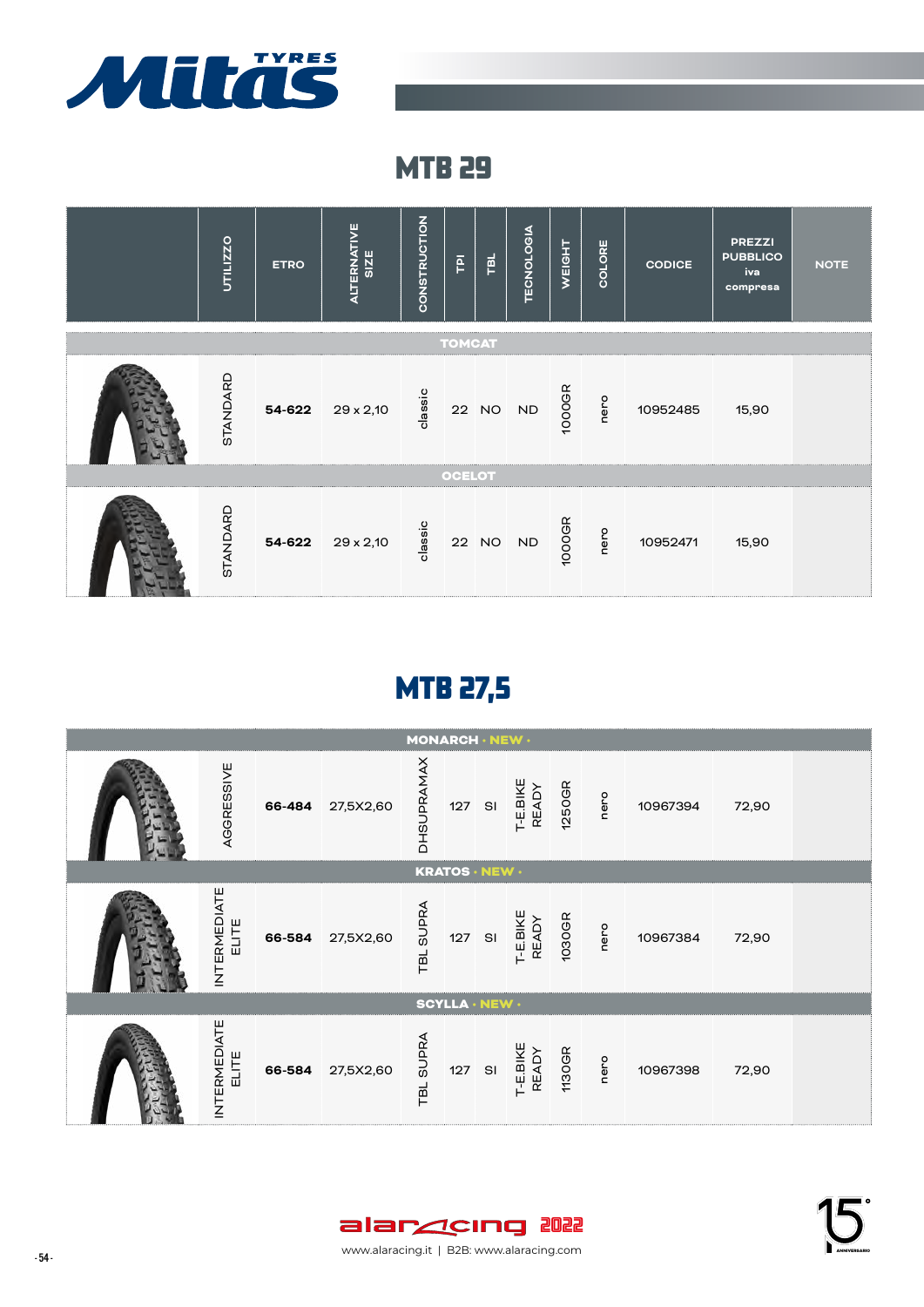# Mitas TYRES

## MTB 29

| | UTILIZZO | ETRO | ALTERNATIVE SIZE | CONSTRUCTION | TPI | TBL | TECNOLOGIA | WEIGHT | COLORE | CODICE | PREZZI PUBBLICO iva compresa | NOTE |
|---|---|---|---|---|---|---|---|---|---|---|---|---|
| **TOMCAT** | | | | | | | | | | | | |
| | STANDARD | **54-622** | 29 x 2,10 | classic | 22 | NO | ND | 1000GR | nero | 10952485 | 15,90 | |
| **OCELOT** | | | | | | | | | | | | |
| | STANDARD | **54-622** | 29 x 2,10 | classic | 22 | NO | ND | 1000GR | nero | 10952471 | 15,90 | |

## MTB 27,5

| | UTILIZZO | ETRO | ALTERNATIVE SIZE | CONSTRUCTION | TPI | TBL | TECNOLOGIA | WEIGHT | COLORE | CODICE | PREZZI PUBBLICO iva compresa | NOTE |
|---|---|---|---|---|---|---|---|---|---|---|---|---|
| **MONARCH · NEW ·** | | | | | | | | | | | | |
| | AGGRESSIVE | **66-484** | 27,5X2,60 | DHSUPRAMAX | 127 | SI | T-E.BIKE READY | 1250GR | nero | 10967394 | 72,90 | |
| **KRATOS · NEW ·** | | | | | | | | | | | | |
| | INTERMEDIATE ELITE | **66-584** | 27,5X2,60 | TBL SUPRA | 127 | SI | T-E.BIKE READY | 1030GR | nero | 10967384 | 72,90 | |
| **SCYLLA · NEW ·** | | | | | | | | | | | | |
| | INTERMEDIATE ELITE | **66-584** | 27,5X2,60 | TBL SUPRA | 127 | SI | T-E.BIKE READY | 1130GR | nero | 10967398 | 72,90 | |

alaracing 2022

www.alaracing.it | B2B: www.alaracing.com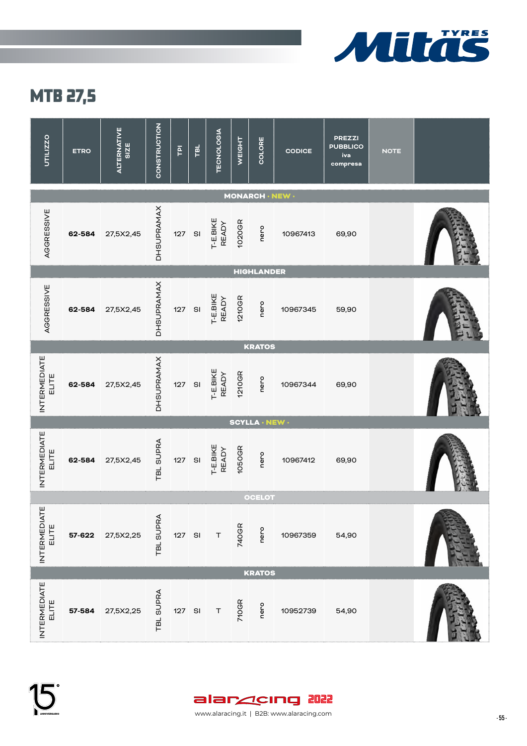# MTB 27,5

| UTILIZZO | ETRO | ALTERNATIVE SIZE | CONSTRUCTION | TPI | TBL | TECNOLOGIA | WEIGHT | COLORE | CODICE | PREZZI PUBBLICO iva compresa | NOTE | |
|---|---|---|---|---|---|---|---|---|---|---|---|---|
| **MONARCH · NEW ·** | | | | | | | | | | | | |
| AGGRESSIVE | **62-584** | 27,5X2,45 | DHSUPRAMAX | 127 | SI | T-E.BIKE READY | 1020GR | nero | 10967413 | 69,90 | | |
| **HIGHLANDER** | | | | | | | | | | | | |
| AGGRESSIVE | **62-584** | 27,5X2,45 | DHSUPRAMAX | 127 | SI | T-E.BIKE READY | 1210GR | nero | 10967345 | 59,90 | | |
| **KRATOS** | | | | | | | | | | | | |
| INTERMEDIATE ELITE | **62-584** | 27,5X2,45 | DHSUPRAMAX | 127 | SI | T-E.BIKE READY | 1210GR | nero | 10967344 | 69,90 | | |
| **SCYLLA · NEW ·** | | | | | | | | | | | | |
| INTERMEDIATE ELITE | **62-584** | 27,5X2,45 | TBL SUPRA | 127 | SI | T-E.BIKE READY | 1050GR | nero | 10967412 | 69,90 | | |
| **OCELOT** | | | | | | | | | | | | |
| INTERMEDIATE ELITE | **57-622** | 27,5X2,25 | TBL SUPRA | 127 | SI | T | 740GR | nero | 10967359 | 54,90 | | |
| **KRATOS** | | | | | | | | | | | | |
| INTERMEDIATE ELITE | **57-584** | 27,5X2,25 | TBL SUPRA | 127 | SI | T | 710GR | nero | 10952739 | 54,90 | | |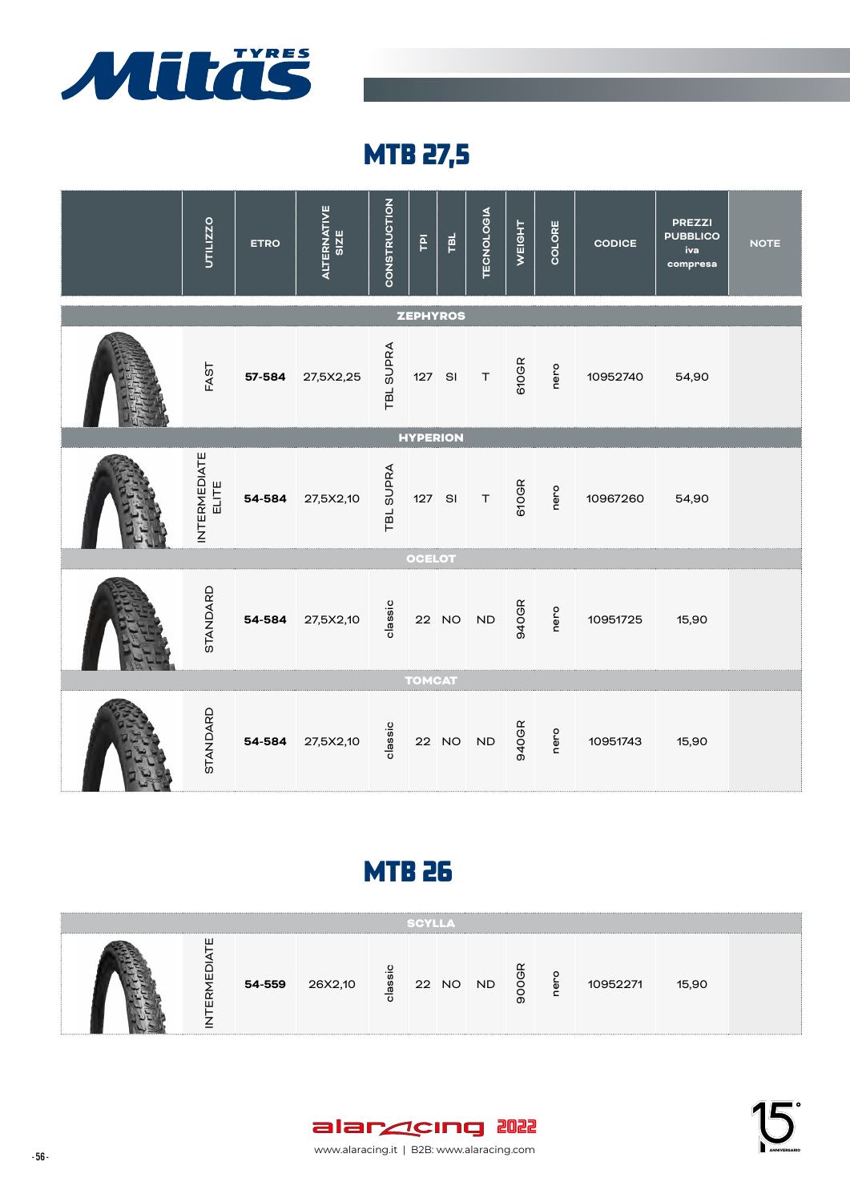# Mitas TYRES

## MTB 27,5

| | UTILIZZO | ETRO | ALTERNATIVE SIZE | CONSTRUCTION | TPI | TBL | TECNOLOGIA | WEIGHT | COLORE | CODICE | PREZZI PUBBLICO iva compresa | NOTE |
|---|---|---|---|---|---|---|---|---|---|---|---|---|
| **ZEPHYROS** | | | | | | | | | | | | |
| | FAST | **57-584** | 27,5X2,25 | TBL SUPRA | 127 | SI | T | 610GR | nero | 10952740 | 54,90 | |
| **HYPERION** | | | | | | | | | | | | |
| | INTERMEDIATE ELITE | **54-584** | 27,5X2,10 | TBL SUPRA | 127 | SI | T | 610GR | nero | 10967260 | 54,90 | |
| **OCELOT** | | | | | | | | | | | | |
| | STANDARD | **54-584** | 27,5X2,10 | classic | 22 | NO | ND | 940GR | nero | 10951725 | 15,90 | |
| **TOMCAT** | | | | | | | | | | | | |
| | STANDARD | **54-584** | 27,5X2,10 | classic | 22 | NO | ND | 940GR | nero | 10951743 | 15,90 | |

## MTB 26

| | UTILIZZO | ETRO | ALTERNATIVE SIZE | CONSTRUCTION | TPI | TBL | TECNOLOGIA | WEIGHT | COLORE | CODICE | PREZZI PUBBLICO iva compresa | NOTE |
|---|---|---|---|---|---|---|---|---|---|---|---|---|
| **SCYLLA** | | | | | | | | | | | | |
| | INTERMEDIATE | **54-559** | 26X2,10 | classic | 22 | NO | ND | 900GR | nero | 10952271 | 15,90 | |

alaracing 2022

www.alaracing.it | B2B: www.alaracing.com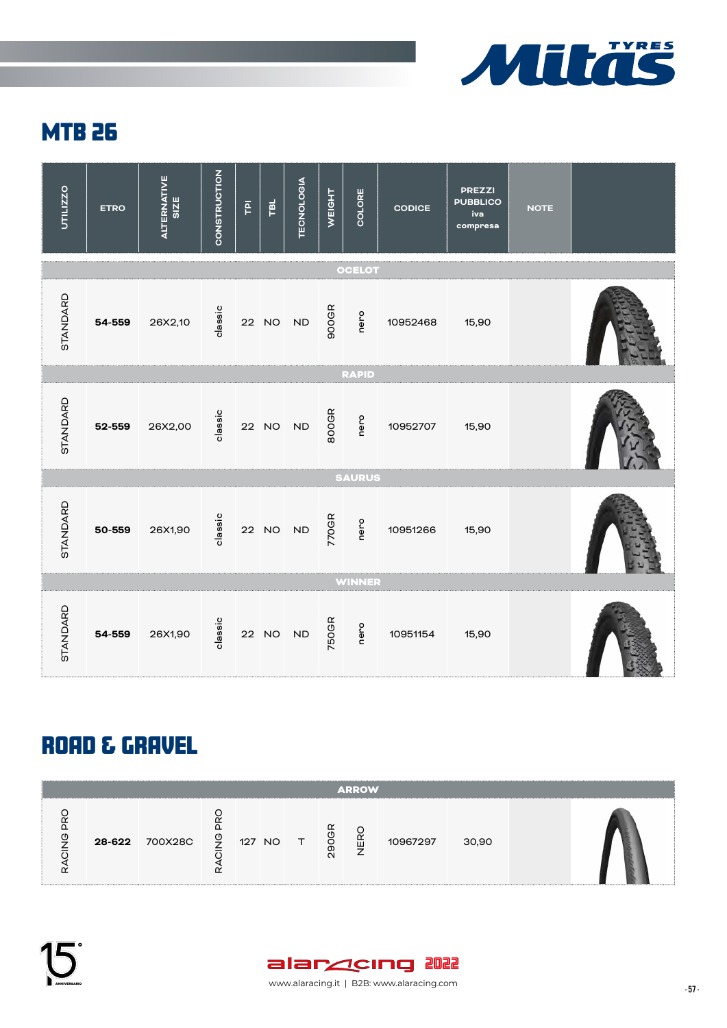# MTB 26

| UTILIZZO | ETRO | ALTERNATIVE SIZE | CONSTRUCTION | TPI | TBL | TECNOLOGIA | WEIGHT | COLORE | CODICE | PREZZI PUBBLICO iva compresa | NOTE | |
|---|---|---|---|---|---|---|---|---|---|---|---|---|
| **OCELOT** | | | | | | | | | | | | |
| STANDARD | **54-559** | 26X2,10 | classic | 22 | NO | ND | 900GR | nero | 10952468 | 15,90 | | |
| **RAPID** | | | | | | | | | | | | |
| STANDARD | **52-559** | 26X2,00 | classic | 22 | NO | ND | 800GR | nero | 10952707 | 15,90 | | |
| **SAURUS** | | | | | | | | | | | | |
| STANDARD | **50-559** | 26X1,90 | classic | 22 | NO | ND | 770GR | nero | 10951266 | 15,90 | | |
| **WINNER** | | | | | | | | | | | | |
| STANDARD | **54-559** | 26X1,90 | classic | 22 | NO | ND | 750GR | nero | 10951154 | 15,90 | | |

# ROAD & GRAVEL

| UTILIZZO | ETRO | ALTERNATIVE SIZE | CONSTRUCTION | TPI | TBL | TECNOLOGIA | WEIGHT | COLORE | CODICE | PREZZI PUBBLICO iva compresa | NOTE | |
|---|---|---|---|---|---|---|---|---|---|---|---|---|
| **ARROW** | | | | | | | | | | | | |
| RACING PRO | **28-622** | 700X28C | RACING PRO | 127 | NO | T | 290GR | NERO | 10967297 | 30,90 | | |

alaracing 2022

www.alaracing.it | B2B: www.alaracing.com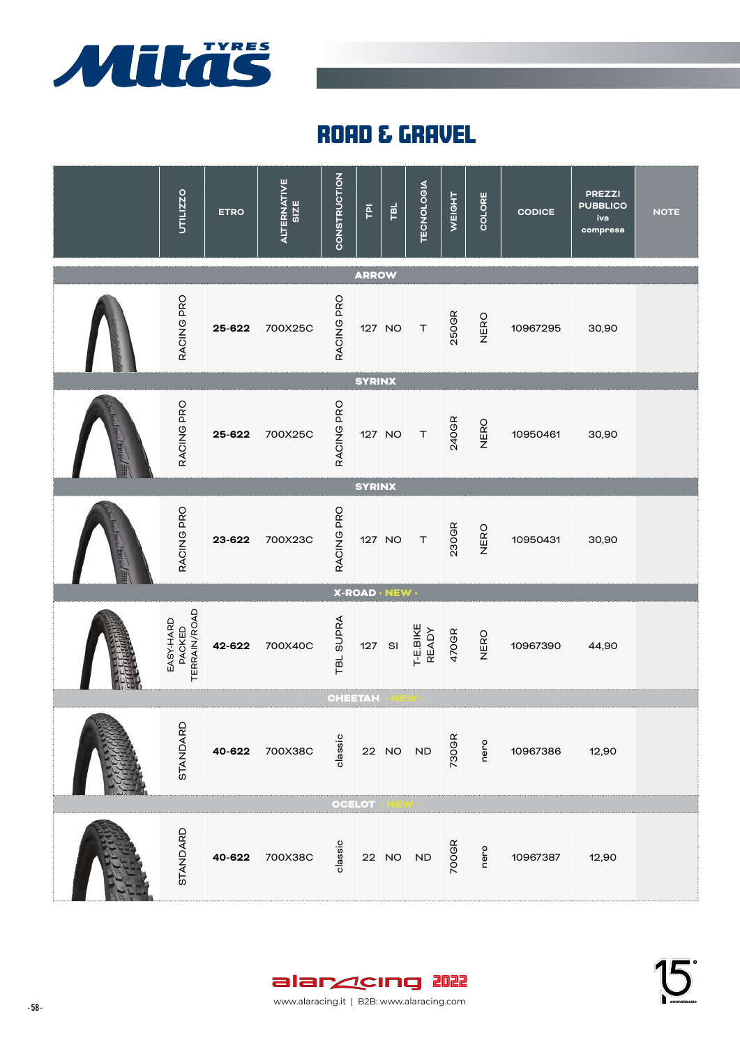Mitas TYRES

# ROAD & GRAVEL

| | UTILIZZO | ETRO | ALTERNATIVE SIZE | CONSTRUCTION | TPI | TBL | TECNOLOGIA | WEIGHT | COLORE | CODICE | PREZZI PUBBLICO iva compresa | NOTE |
|---|---|---|---|---|---|---|---|---|---|---|---|---|
| **ARROW** | | | | | | | | | | | | |
| | RACING PRO | 25-622 | 700X25C | RACING PRO | 127 | NO | T | 250GR | NERO | 10967295 | 30,90 | |
| **SYRINX** | | | | | | | | | | | | |
| | RACING PRO | 25-622 | 700X25C | RACING PRO | 127 | NO | T | 240GR | NERO | 10950461 | 30,90 | |
| **SYRINX** | | | | | | | | | | | | |
| | RACING PRO | 23-622 | 700X23C | RACING PRO | 127 | NO | T | 230GR | NERO | 10950431 | 30,90 | |
| **X-ROAD · NEW ·** | | | | | | | | | | | | |
| | EASY-HARD PACKED TERRAIN/ROAD | 42-622 | 700X40C | TBL SUPRA | 127 | SI | T-E.BIKE READY | 470GR | NERO | 10967390 | 44,90 | |
| **CHEETAH · NEW ·** | | | | | | | | | | | | |
| | STANDARD | 40-622 | 700X38C | classic | 22 | NO | ND | 730GR | nero | 10967386 | 12,90 | |
| **OCELOT · NEW ·** | | | | | | | | | | | | |
| | STANDARD | 40-622 | 700X38C | classic | 22 | NO | ND | 700GR | nero | 10967387 | 12,90 | |

alaracing 2022

www.alaracing.it | B2B: www.alaracing.com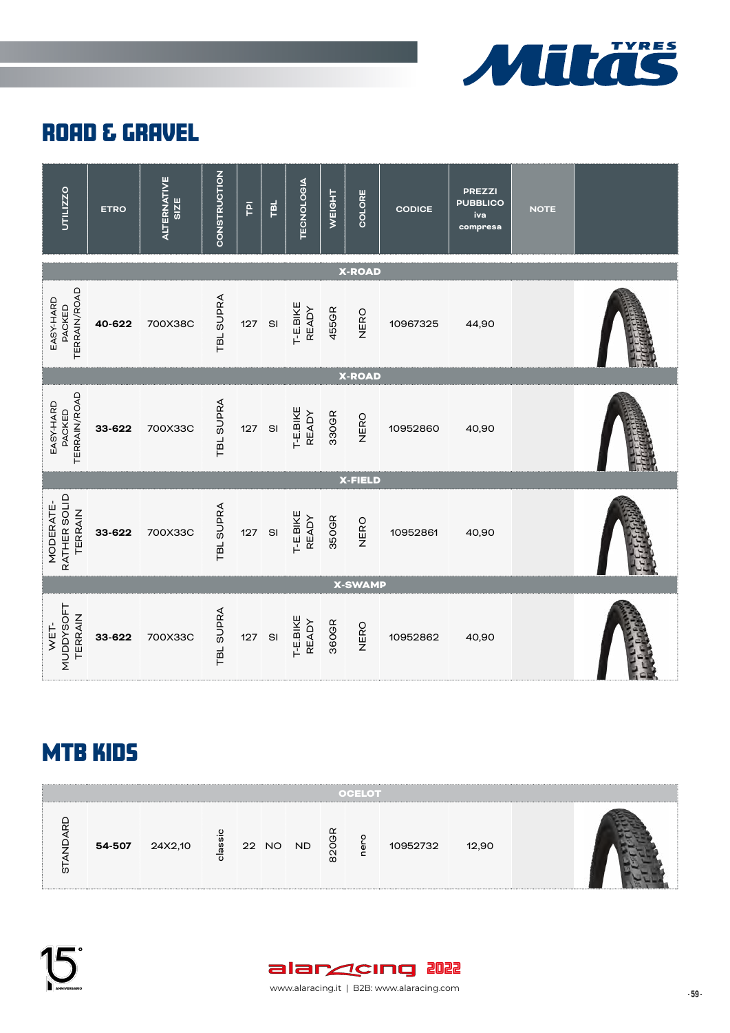## ROAD & GRAVEL

| UTILIZZO | ETRO | ALTERNATIVE SIZE | CONSTRUCTION | TPI | TBL | TECNOLOGIA | WEIGHT | COLORE | CODICE | PREZZI PUBBLICO iva compresa | NOTE | |
|---|---|---|---|---|---|---|---|---|---|---|---|---|
| **X-ROAD** | | | | | | | | | | | | |
| EASY-HARD PACKED TERRAIN/ROAD | 40-622 | 700X38C | TBL SUPRA | 127 | SI | T-E.BIKE READY | 455GR | NERO | 10967325 | 44,90 | | |
| **X-ROAD** | | | | | | | | | | | | |
| EASY-HARD PACKED TERRAIN/ROAD | 33-622 | 700X33C | TBL SUPRA | 127 | SI | T-E.BIKE READY | 330GR | NERO | 10952860 | 40,90 | | |
| **X-FIELD** | | | | | | | | | | | | |
| MODERATE-RATHER SOLID TERRAIN | 33-622 | 700X33C | TBL SUPRA | 127 | SI | T-E.BIKE READY | 350GR | NERO | 10952861 | 40,90 | | |
| **X-SWAMP** | | | | | | | | | | | | |
| WET-MUDDYSOFT TERRAIN | 33-622 | 700X33C | TBL SUPRA | 127 | SI | T-E.BIKE READY | 360GR | NERO | 10952862 | 40,90 | | |

## MTB KIDS

| UTILIZZO | ETRO | ALTERNATIVE SIZE | CONSTRUCTION | TPI | TBL | TECNOLOGIA | WEIGHT | COLORE | CODICE | PREZZI PUBBLICO iva compresa | NOTE | |
|---|---|---|---|---|---|---|---|---|---|---|---|---|
| **OCELOT** | | | | | | | | | | | | |
| STANDARD | 54-507 | 24X2,10 | classic | 22 | NO | ND | 820GR | nero | 10952732 | 12,90 | | |

alaracing 2022

www.alaracing.it | B2B: www.alaracing.com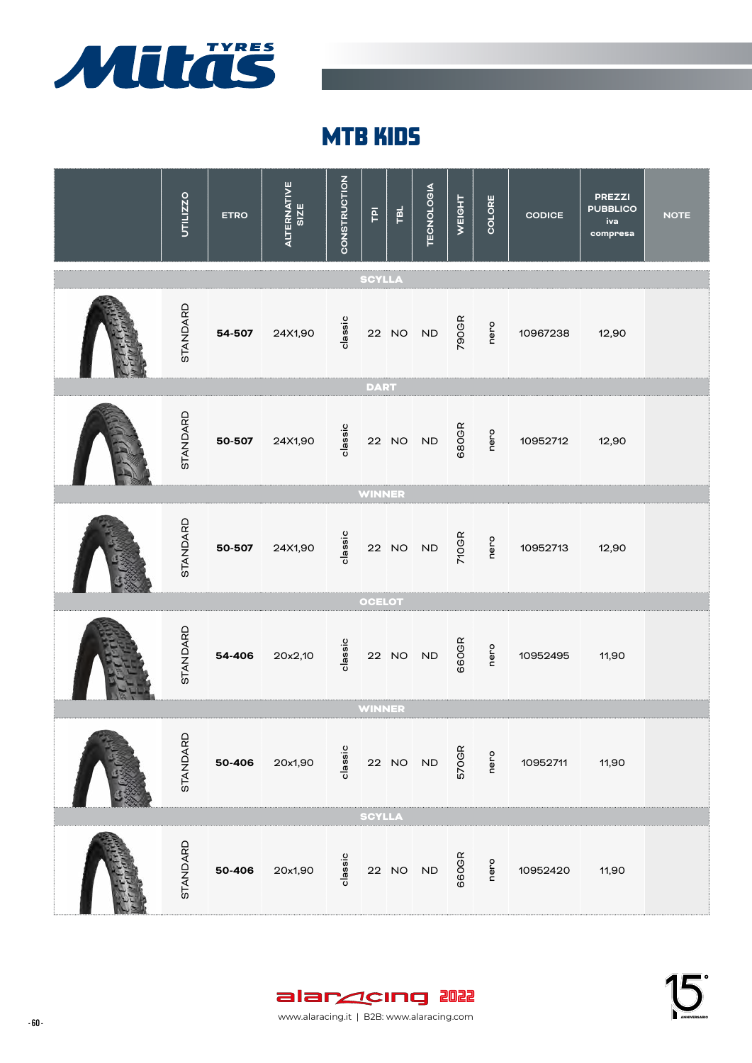# MTB KIDS

| | UTILIZZO | ETRO | ALTERNATIVE SIZE | CONSTRUCTION | TPI | TBL | TECNOLOGIA | WEIGHT | COLORE | CODICE | PREZZI PUBBLICO iva compresa | NOTE |
|---|---|---|---|---|---|---|---|---|---|---|---|---|
| **SCYLLA** | | | | | | | | | | | | |
| | STANDARD | **54-507** | 24X1,90 | classic | 22 | NO | ND | 790GR | nero | 10967238 | 12,90 | |
| **DART** | | | | | | | | | | | | |
| | STANDARD | **50-507** | 24X1,90 | classic | 22 | NO | ND | 680GR | nero | 10952712 | 12,90 | |
| **WINNER** | | | | | | | | | | | | |
| | STANDARD | **50-507** | 24X1,90 | classic | 22 | NO | ND | 710GR | nero | 10952713 | 12,90 | |
| **OCELOT** | | | | | | | | | | | | |
| | STANDARD | **54-406** | 20x2,10 | classic | 22 | NO | ND | 660GR | nero | 10952495 | 11,90 | |
| **WINNER** | | | | | | | | | | | | |
| | STANDARD | **50-406** | 20x1,90 | classic | 22 | NO | ND | 570GR | nero | 10952711 | 11,90 | |
| **SCYLLA** | | | | | | | | | | | | |
| | STANDARD | **50-406** | 20x1,90 | classic | 22 | NO | ND | 660GR | nero | 10952420 | 11,90 | |

www.alaracing.it | B2B: www.alaracing.com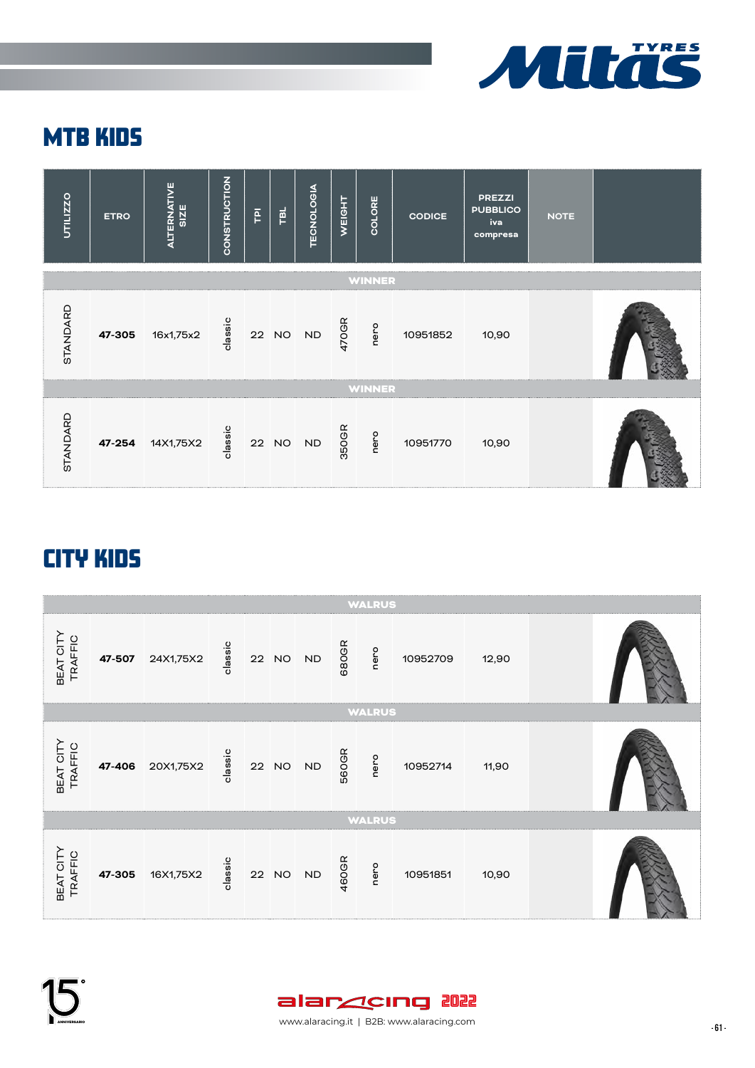## MTB KIDS

| UTILIZZO | ETRO | ALTERNATIVE SIZE | CONSTRUCTION | TPI | TBL | TECNOLOGIA | WEIGHT | COLORE | CODICE | PREZZI PUBBLICO iva compresa | NOTE |
|---|---|---|---|---|---|---|---|---|---|---|---|
| **WINNER** | | | | | | | | | | | |
| STANDARD | **47-305** | 16x1,75x2 | classic | 22 | NO | ND | 470GR | nero | 10951852 | 10,90 | |
| **WINNER** | | | | | | | | | | | |
| STANDARD | **47-254** | 14X1,75X2 | classic | 22 | NO | ND | 350GR | nero | 10951770 | 10,90 | |

## CITY KIDS

| UTILIZZO | ETRO | ALTERNATIVE SIZE | CONSTRUCTION | TPI | TBL | TECNOLOGIA | WEIGHT | COLORE | CODICE | PREZZI PUBBLICO iva compresa | NOTE |
|---|---|---|---|---|---|---|---|---|---|---|---|
| **WALRUS** | | | | | | | | | | | |
| BEAT CITY TRAFFIC | **47-507** | 24X1,75X2 | classic | 22 | NO | ND | 680GR | nero | 10952709 | 12,90 | |
| **WALRUS** | | | | | | | | | | | |
| BEAT CITY TRAFFIC | **47-406** | 20X1,75X2 | classic | 22 | NO | ND | 560GR | nero | 10952714 | 11,90 | |
| **WALRUS** | | | | | | | | | | | |
| BEAT CITY TRAFFIC | **47-305** | 16X1,75X2 | classic | 22 | NO | ND | 460GR | nero | 10951851 | 10,90 | |

www.alaracing.it | B2B: www.alaracing.com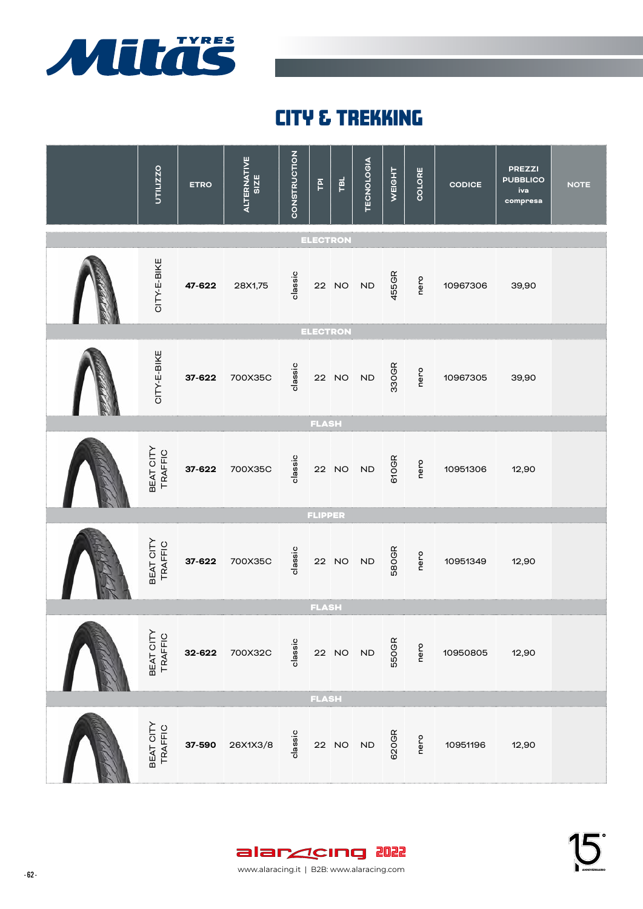# CITY & TREKKING

| | UTILIZZO | ETRO | ALTERNATIVE SIZE | CONSTRUCTION | TPI | TBL | TECNOLOGIA | WEIGHT | COLORE | CODICE | PREZZI PUBBLICO iva compresa | NOTE |
|---|---|---|---|---|---|---|---|---|---|---|---|---|
| **ELECTRON** | | | | | | | | | | | | |
| | CITY-E-BIKE | **47-622** | 28X1,75 | classic | 22 | NO | ND | 455GR | nero | 10967306 | 39,90 | |
| **ELECTRON** | | | | | | | | | | | | |
| | CITY-E-BIKE | **37-622** | 700X35C | classic | 22 | NO | ND | 330GR | nero | 10967305 | 39,90 | |
| **FLASH** | | | | | | | | | | | | |
| | BEAT CITY TRAFFIC | **37-622** | 700X35C | classic | 22 | NO | ND | 610GR | nero | 10951306 | 12,90 | |
| **FLIPPER** | | | | | | | | | | | | |
| | BEAT CITY TRAFFIC | **37-622** | 700X35C | classic | 22 | NO | ND | 580GR | nero | 10951349 | 12,90 | |
| **FLASH** | | | | | | | | | | | | |
| | BEAT CITY TRAFFIC | **32-622** | 700X32C | classic | 22 | NO | ND | 550GR | nero | 10950805 | 12,90 | |
| **FLASH** | | | | | | | | | | | | |
| | BEAT CITY TRAFFIC | **37-590** | 26X1X3/8 | classic | 22 | NO | ND | 620GR | nero | 10951196 | 12,90 | |

alaracing 2022

www.alaracing.it | B2B: www.alaracing.com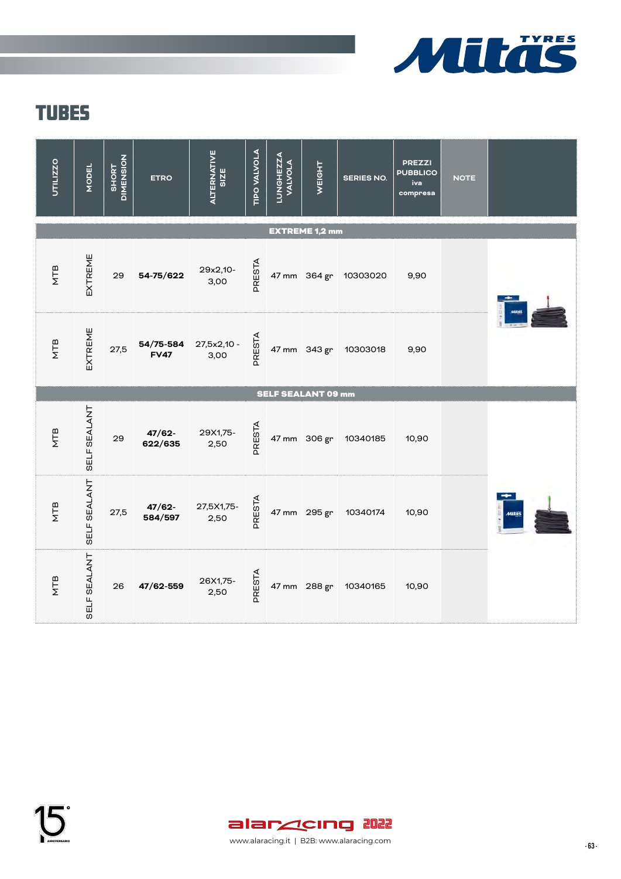# TUBES

| UTILIZZO | MODEL | SHORT DIMENSION | ETRO | ALTERNATIVE SIZE | TIPO VALVOLA | LUNGHEZZA VALVOLA | WEIGHT | SERIES NO. | PREZZI PUBBLICO iva compresa | NOTE | |
|---|---|---|---|---|---|---|---|---|---|---|---|
| **EXTREME 1,2 mm** | | | | | | | | | | | |
| MTB | EXTREME | 29 | **54-75/622** | 29x2,10-3,00 | PRESTA | 47 mm | 364 gr | 10303020 | 9,90 | | |
| MTB | EXTREME | 27,5 | **54/75-584 FV47** | 27,5x2,10 - 3,00 | PRESTA | 47 mm | 343 gr | 10303018 | 9,90 | | |
| **SELF SEALANT 09 mm** | | | | | | | | | | | |
| MTB | SELF SEALANT | 29 | **47/62-622/635** | 29X1,75-2,50 | PRESTA | 47 mm | 306 gr | 10340185 | 10,90 | | |
| MTB | SELF SEALANT | 27,5 | **47/62-584/597** | 27,5X1,75-2,50 | PRESTA | 47 mm | 295 gr | 10340174 | 10,90 | | |
| MTB | SELF SEALANT | 26 | **47/62-559** | 26X1,75-2,50 | PRESTA | 47 mm | 288 gr | 10340165 | 10,90 | | |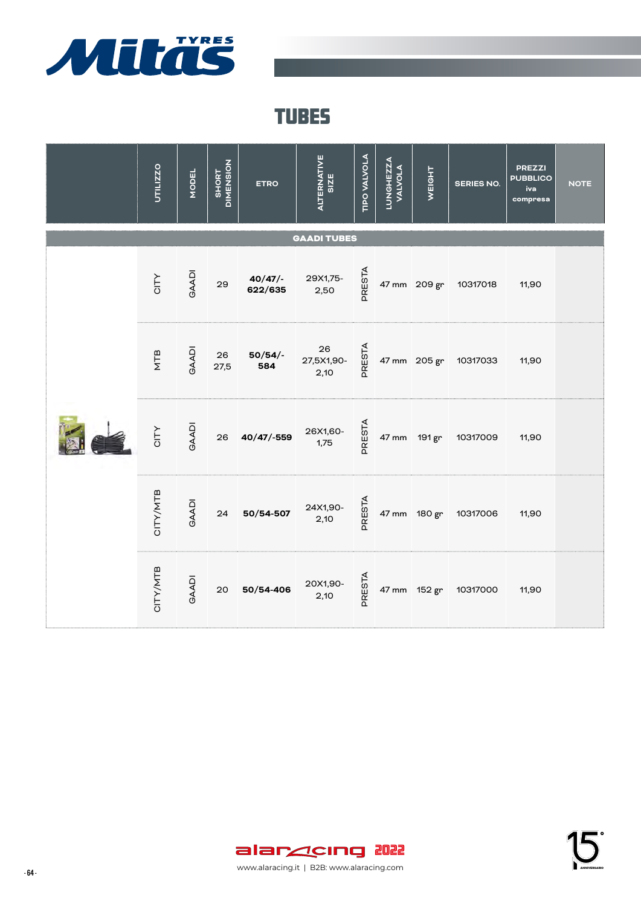# TUBES

| | UTILIZZO | MODEL | SHORT DIMENSION | ETRO | ALTERNATIVE SIZE | TIPO VALVOLA | LUNGHEZZA VALVOLA | WEIGHT | SERIES NO. | PREZZI PUBBLICO iva compresa | NOTE |
|---|---|---|---|---|---|---|---|---|---|---|---|
| **GAADI TUBES** | | | | | | | | | | | |
| | CITY | GAADI | 29 | **40/47/-622/635** | 29X1,75-2,50 | PRESTA | 47 mm | 209 gr | 10317018 | 11,90 | |
| | MTB | GAADI | 26 27,5 | **50/54/-584** | 26 27,5X1,90-2,10 | PRESTA | 47 mm | 205 gr | 10317033 | 11,90 | |
| | CITY | GAADI | 26 | **40/47/-559** | 26X1,60-1,75 | PRESTA | 47 mm | 191 gr | 10317009 | 11,90 | |
| | CITY/MTB | GAADI | 24 | **50/54-507** | 24X1,90-2,10 | PRESTA | 47 mm | 180 gr | 10317006 | 11,90 | |
| | CITY/MTB | GAADI | 20 | **50/54-406** | 20X1,90-2,10 | PRESTA | 47 mm | 152 gr | 10317000 | 11,90 | |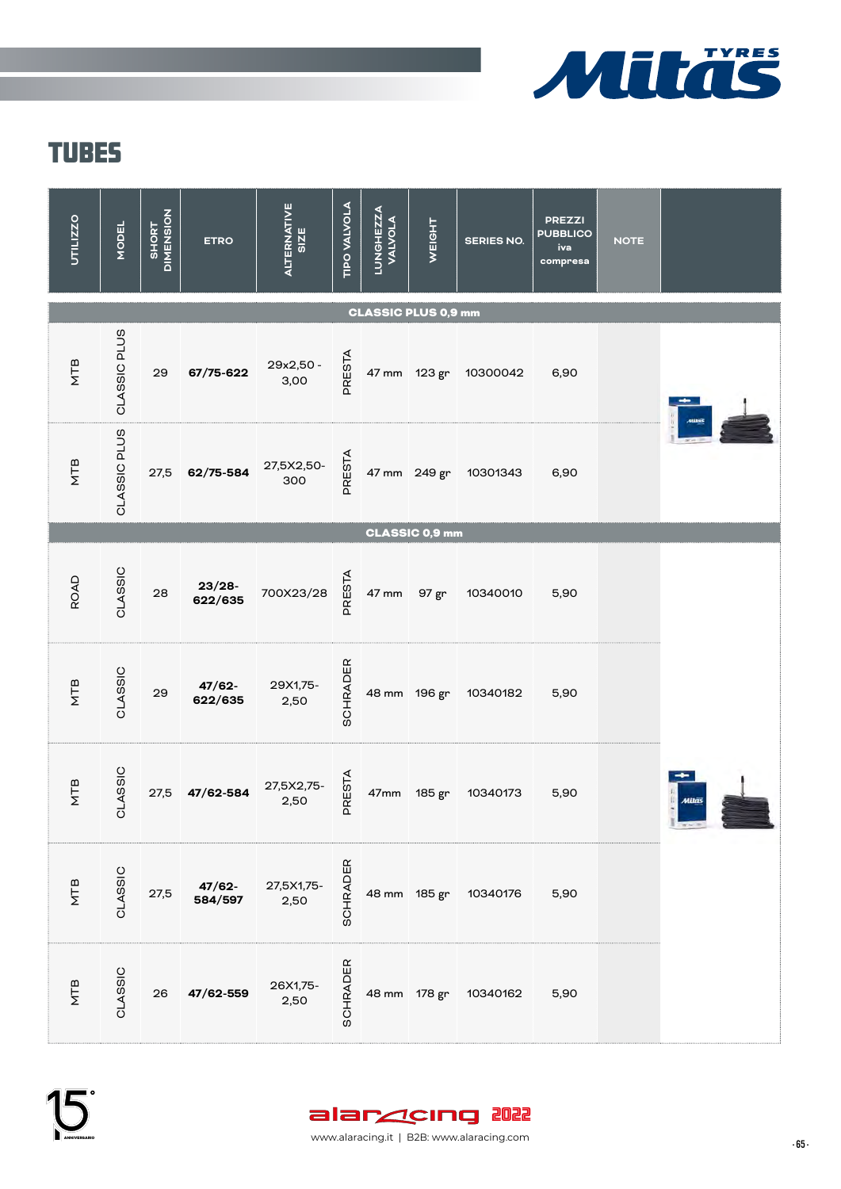# TUBES

| UTILIZZO | MODEL | SHORT DIMENSION | ETRO | ALTERNATIVE SIZE | TIPO VALVOLA | LUNGHEZZA VALVOLA | WEIGHT | SERIES NO. | PREZZI PUBBLICO iva compresa | NOTE |
|---|---|---|---|---|---|---|---|---|---|---|
| **CLASSIC PLUS 0,9 mm** | | | | | | | | | | |
| MTB | CLASSIC PLUS | 29 | **67/75-622** | 29x2,50 - 3,00 | PRESTA | 47 mm | 123 gr | 10300042 | 6,90 | |
| MTB | CLASSIC PLUS | 27,5 | **62/75-584** | 27,5X2,50-300 | PRESTA | 47 mm | 249 gr | 10301343 | 6,90 | |
| **CLASSIC 0,9 mm** | | | | | | | | | | |
| ROAD | CLASSIC | 28 | **23/28-622/635** | 700X23/28 | PRESTA | 47 mm | 97 gr | 10340010 | 5,90 | |
| MTB | CLASSIC | 29 | **47/62-622/635** | 29X1,75-2,50 | SCHRADER | 48 mm | 196 gr | 10340182 | 5,90 | |
| MTB | CLASSIC | 27,5 | **47/62-584** | 27,5X2,75-2,50 | PRESTA | 47mm | 185 gr | 10340173 | 5,90 | |
| MTB | CLASSIC | 27,5 | **47/62-584/597** | 27,5X1,75-2,50 | SCHRADER | 48 mm | 185 gr | 10340176 | 5,90 | |
| MTB | CLASSIC | 26 | **47/62-559** | 26X1,75-2,50 | SCHRADER | 48 mm | 178 gr | 10340162 | 5,90 | |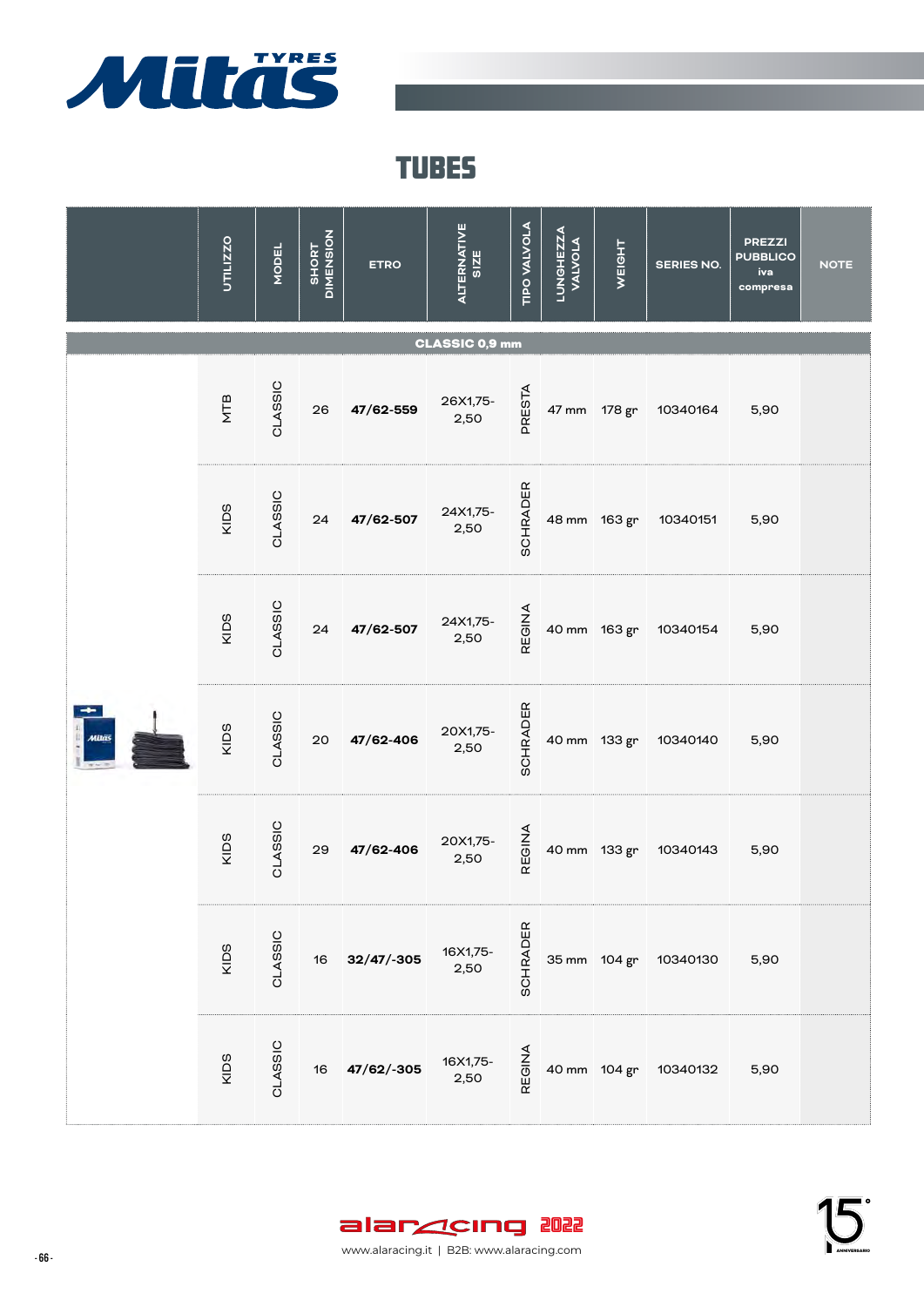# TUBES

| | UTILIZZO | MODEL | SHORT DIMENSION | ETRO | ALTERNATIVE SIZE | TIPO VALVOLA | LUNGHEZZA VALVOLA | WEIGHT | SERIES NO. | PREZZI PUBBLICO iva compresa | NOTE |
|---|---|---|---|---|---|---|---|---|---|---|---|
| CLASSIC 0,9 mm | | | | | | | | | | | |
| | MTB | CLASSIC | 26 | **47/62-559** | 26X1,75-2,50 | PRESTA | 47 mm | 178 gr | 10340164 | 5,90 | |
| | KIDS | CLASSIC | 24 | **47/62-507** | 24X1,75-2,50 | SCHRADER | 48 mm | 163 gr | 10340151 | 5,90 | |
| | KIDS | CLASSIC | 24 | **47/62-507** | 24X1,75-2,50 | REGINA | 40 mm | 163 gr | 10340154 | 5,90 | |
| | KIDS | CLASSIC | 20 | **47/62-406** | 20X1,75-2,50 | SCHRADER | 40 mm | 133 gr | 10340140 | 5,90 | |
| | KIDS | CLASSIC | 29 | **47/62-406** | 20X1,75-2,50 | REGINA | 40 mm | 133 gr | 10340143 | 5,90 | |
| | KIDS | CLASSIC | 16 | **32/47/-305** | 16X1,75-2,50 | SCHRADER | 35 mm | 104 gr | 10340130 | 5,90 | |
| | KIDS | CLASSIC | 16 | **47/62/-305** | 16X1,75-2,50 | REGINA | 40 mm | 104 gr | 10340132 | 5,90 | |